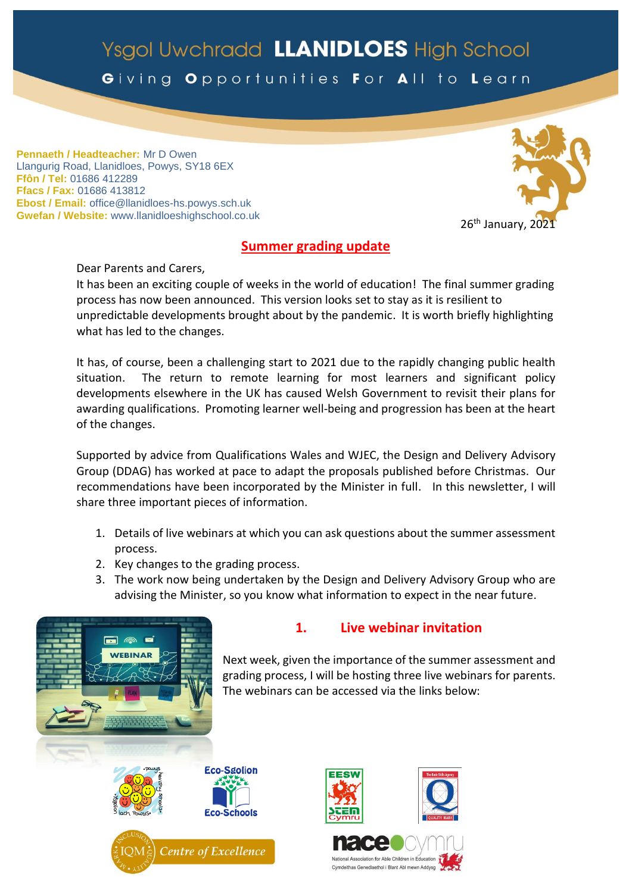# Ysgol Uwchradd LLANIDLOES High School

Giving Opportunities For All to Learn

**Pennaeth / Headteacher:** Mr D Owen
Llangurig Road, Llanidloes, Powys, SY18 6EX
**Ffôn / Tel:** 01686 412289
**Ffacs / Fax:** 01686 413812
**Ebost / Email:** office@llanidloes-hs.powys.sch.uk
**Gwefan / Website:** www.llanidloeshighschool.co.uk

26th January, 2021

## Summer grading update

Dear Parents and Carers,

It has been an exciting couple of weeks in the world of education! The final summer grading process has now been announced. This version looks set to stay as it is resilient to unpredictable developments brought about by the pandemic. It is worth briefly highlighting what has led to the changes.

It has, of course, been a challenging start to 2021 due to the rapidly changing public health situation. The return to remote learning for most learners and significant policy developments elsewhere in the UK has caused Welsh Government to revisit their plans for awarding qualifications. Promoting learner well-being and progression has been at the heart of the changes.

Supported by advice from Qualifications Wales and WJEC, the Design and Delivery Advisory Group (DDAG) has worked at pace to adapt the proposals published before Christmas. Our recommendations have been incorporated by the Minister in full. In this newsletter, I will share three important pieces of information.

1. Details of live webinars at which you can ask questions about the summer assessment process.
2. Key changes to the grading process.
3. The work now being undertaken by the Design and Delivery Advisory Group who are advising the Minister, so you know what information to expect in the near future.

### 1. Live webinar invitation

Next week, given the importance of the summer assessment and grading process, I will be hosting three live webinars for parents. The webinars can be accessed via the links below: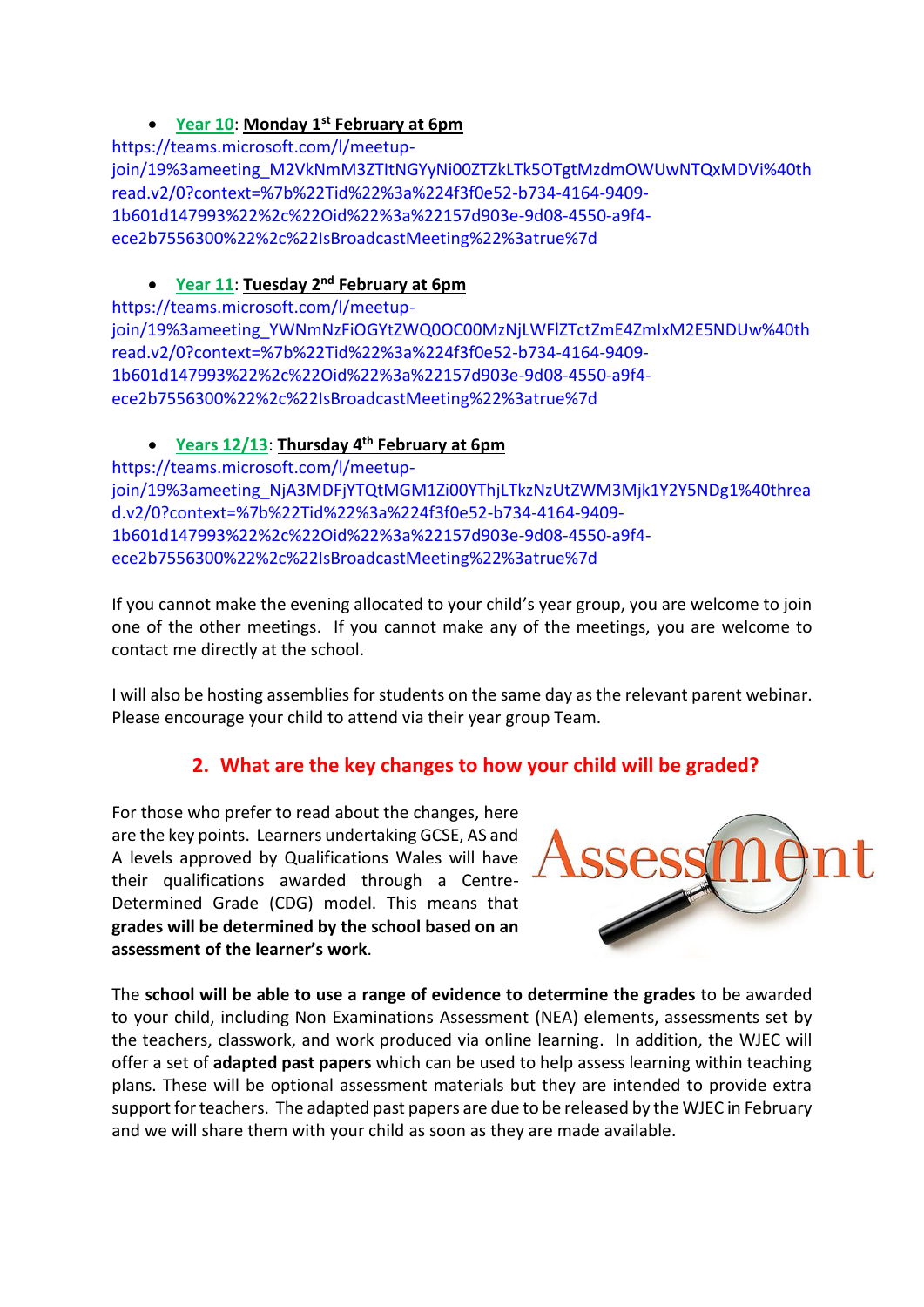- **Year 10**: **Monday 1st February at 6pm**
https://teams.microsoft.com/l/meetup-join/19%3ameeting_M2VkNmM3ZTItNGYyNi00ZTZkLTk5OTgtMzdmOWUwNTQxMDVi%40thread.v2/0?context=%7b%22Tid%22%3a%224f3f0e52-b734-4164-9409-1b601d147993%22%2c%22Oid%22%3a%22157d903e-9d08-4550-a9f4-ece2b7556300%22%2c%22IsBroadcastMeeting%22%3atrue%7d

- **Year 11**: **Tuesday 2nd February at 6pm**
https://teams.microsoft.com/l/meetup-join/19%3ameeting_YWNmNzFiOGYtZWQ0OC00MzNjLWFlZTctZmE4ZmIxM2E5NDUw%40thread.v2/0?context=%7b%22Tid%22%3a%224f3f0e52-b734-4164-9409-1b601d147993%22%2c%22Oid%22%3a%22157d903e-9d08-4550-a9f4-ece2b7556300%22%2c%22IsBroadcastMeeting%22%3atrue%7d

- **Years 12/13**: **Thursday 4th February at 6pm**
https://teams.microsoft.com/l/meetup-join/19%3ameeting_NjA3MDFjYTQtMGM1Zi00YThjLTkzNzUtZWM3Mjk1Y2Y5NDg1%40thread.v2/0?context=%7b%22Tid%22%3a%224f3f0e52-b734-4164-9409-1b601d147993%22%2c%22Oid%22%3a%22157d903e-9d08-4550-a9f4-ece2b7556300%22%2c%22IsBroadcastMeeting%22%3atrue%7d

If you cannot make the evening allocated to your child's year group, you are welcome to join one of the other meetings. If you cannot make any of the meetings, you are welcome to contact me directly at the school.

I will also be hosting assemblies for students on the same day as the relevant parent webinar. Please encourage your child to attend via their year group Team.

## 2. What are the key changes to how your child will be graded?

For those who prefer to read about the changes, here are the key points. Learners undertaking GCSE, AS and A levels approved by Qualifications Wales will have their qualifications awarded through a Centre-Determined Grade (CDG) model. This means that **grades will be determined by the school based on an assessment of the learner's work**.

The **school will be able to use a range of evidence to determine the grades** to be awarded to your child, including Non Examinations Assessment (NEA) elements, assessments set by the teachers, classwork, and work produced via online learning. In addition, the WJEC will offer a set of **adapted past papers** which can be used to help assess learning within teaching plans. These will be optional assessment materials but they are intended to provide extra support for teachers. The adapted past papers are due to be released by the WJEC in February and we will share them with your child as soon as they are made available.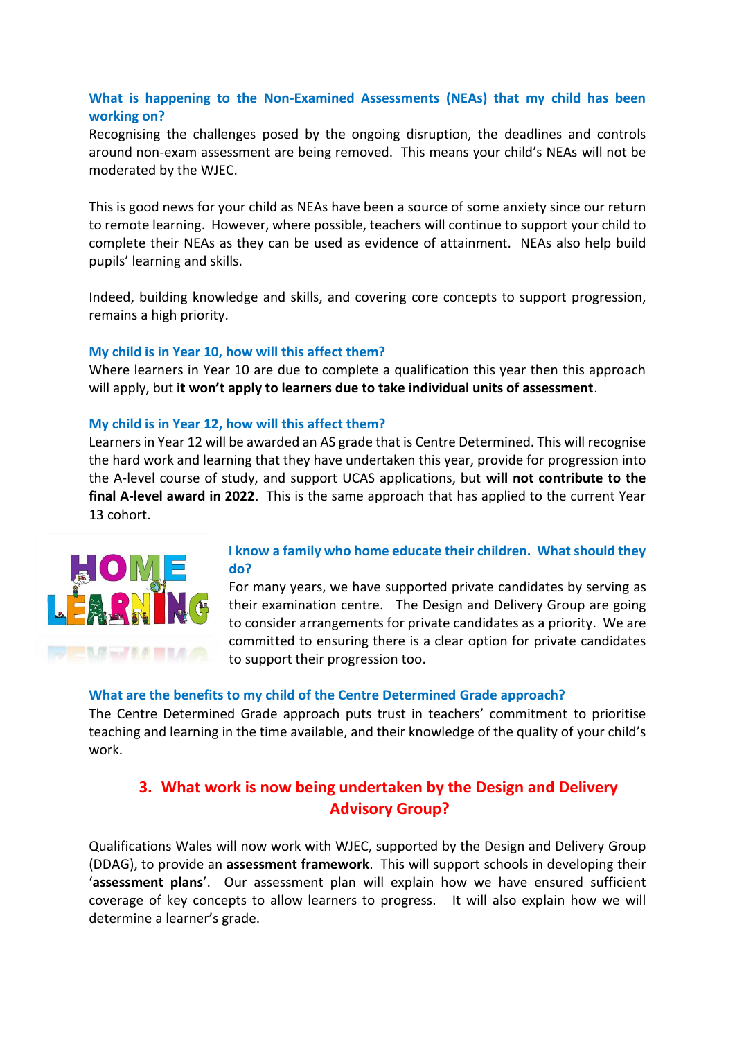### What is happening to the Non-Examined Assessments (NEAs) that my child has been working on?

Recognising the challenges posed by the ongoing disruption, the deadlines and controls around non-exam assessment are being removed. This means your child's NEAs will not be moderated by the WJEC.

This is good news for your child as NEAs have been a source of some anxiety since our return to remote learning. However, where possible, teachers will continue to support your child to complete their NEAs as they can be used as evidence of attainment. NEAs also help build pupils' learning and skills.

Indeed, building knowledge and skills, and covering core concepts to support progression, remains a high priority.

### My child is in Year 10, how will this affect them?

Where learners in Year 10 are due to complete a qualification this year then this approach will apply, but **it won't apply to learners due to take individual units of assessment**.

### My child is in Year 12, how will this affect them?

Learners in Year 12 will be awarded an AS grade that is Centre Determined. This will recognise the hard work and learning that they have undertaken this year, provide for progression into the A-level course of study, and support UCAS applications, but **will not contribute to the final A-level award in 2022**. This is the same approach that has applied to the current Year 13 cohort.

### I know a family who home educate their children. What should they do?

For many years, we have supported private candidates by serving as their examination centre. The Design and Delivery Group are going to consider arrangements for private candidates as a priority. We are committed to ensuring there is a clear option for private candidates to support their progression too.

### What are the benefits to my child of the Centre Determined Grade approach?

The Centre Determined Grade approach puts trust in teachers' commitment to prioritise teaching and learning in the time available, and their knowledge of the quality of your child's work.

## 3. What work is now being undertaken by the Design and Delivery Advisory Group?

Qualifications Wales will now work with WJEC, supported by the Design and Delivery Group (DDAG), to provide an **assessment framework**. This will support schools in developing their '**assessment plans**'. Our assessment plan will explain how we have ensured sufficient coverage of key concepts to allow learners to progress. It will also explain how we will determine a learner's grade.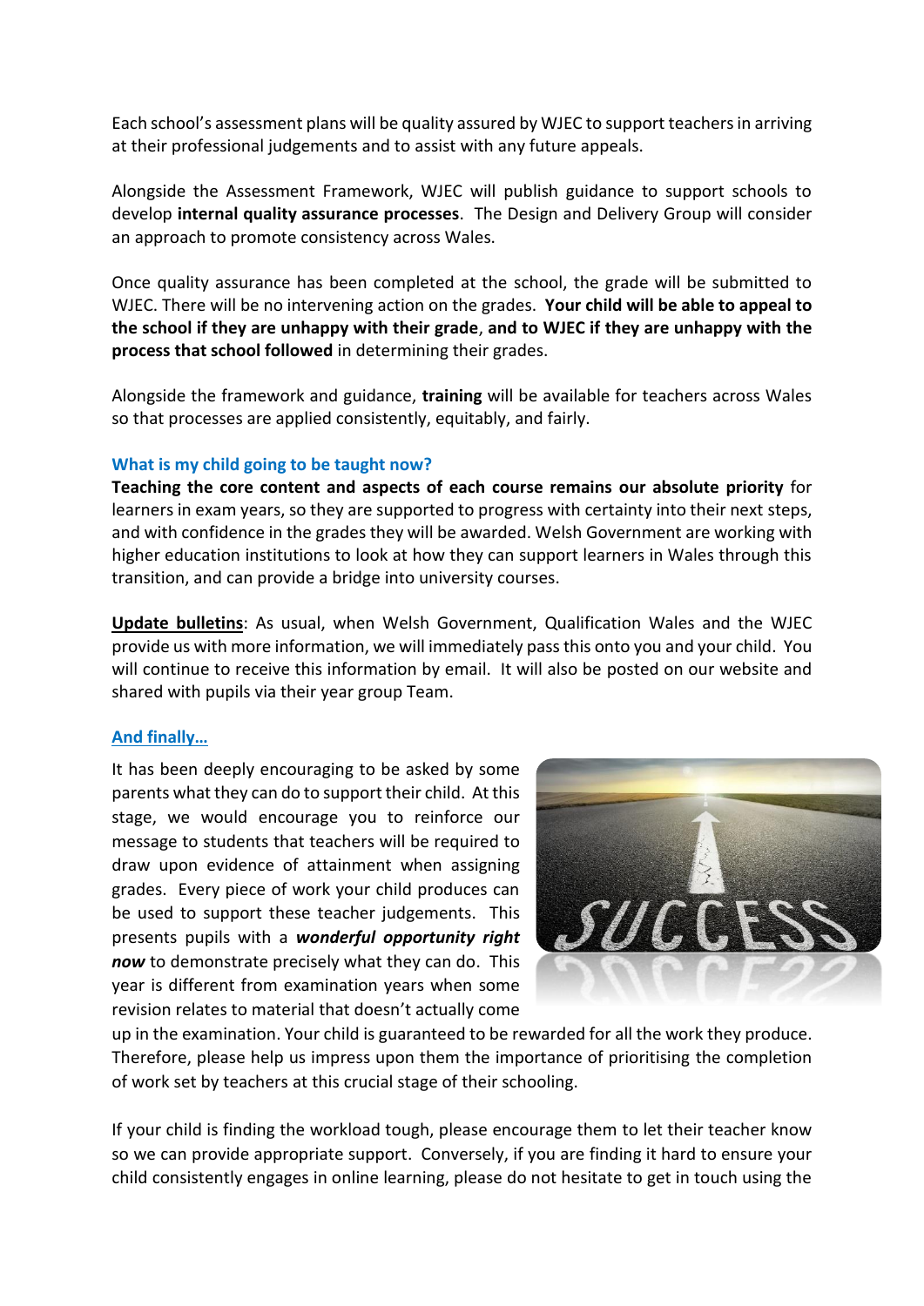Each school's assessment plans will be quality assured by WJEC to support teachers in arriving at their professional judgements and to assist with any future appeals.

Alongside the Assessment Framework, WJEC will publish guidance to support schools to develop **internal quality assurance processes**. The Design and Delivery Group will consider an approach to promote consistency across Wales.

Once quality assurance has been completed at the school, the grade will be submitted to WJEC. There will be no intervening action on the grades. **Your child will be able to appeal to the school if they are unhappy with their grade**, **and to WJEC if they are unhappy with the process that school followed** in determining their grades.

Alongside the framework and guidance, **training** will be available for teachers across Wales so that processes are applied consistently, equitably, and fairly.

### What is my child going to be taught now?

**Teaching the core content and aspects of each course remains our absolute priority** for learners in exam years, so they are supported to progress with certainty into their next steps, and with confidence in the grades they will be awarded. Welsh Government are working with higher education institutions to look at how they can support learners in Wales through this transition, and can provide a bridge into university courses.

**Update bulletins**: As usual, when Welsh Government, Qualification Wales and the WJEC provide us with more information, we will immediately pass this onto you and your child. You will continue to receive this information by email. It will also be posted on our website and shared with pupils via their year group Team.

### And finally…

It has been deeply encouraging to be asked by some parents what they can do to support their child. At this stage, we would encourage you to reinforce our message to students that teachers will be required to draw upon evidence of attainment when assigning grades. Every piece of work your child produces can be used to support these teacher judgements. This presents pupils with a ***wonderful opportunity right now*** to demonstrate precisely what they can do. This year is different from examination years when some revision relates to material that doesn't actually come up in the examination. Your child is guaranteed to be rewarded for all the work they produce. Therefore, please help us impress upon them the importance of prioritising the completion of work set by teachers at this crucial stage of their schooling.

If your child is finding the workload tough, please encourage them to let their teacher know so we can provide appropriate support. Conversely, if you are finding it hard to ensure your child consistently engages in online learning, please do not hesitate to get in touch using the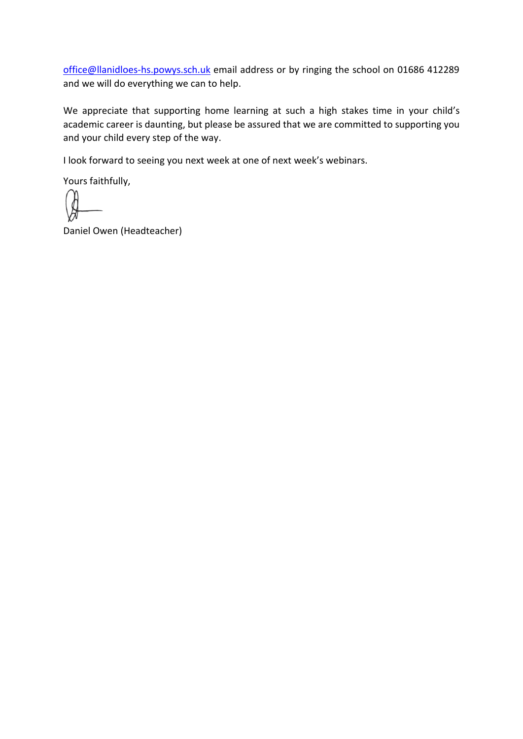office@llanidloes-hs.powys.sch.uk email address or by ringing the school on 01686 412289 and we will do everything we can to help.

We appreciate that supporting home learning at such a high stakes time in your child's academic career is daunting, but please be assured that we are committed to supporting you and your child every step of the way.

I look forward to seeing you next week at one of next week's webinars.

Yours faithfully,

Daniel Owen (Headteacher)